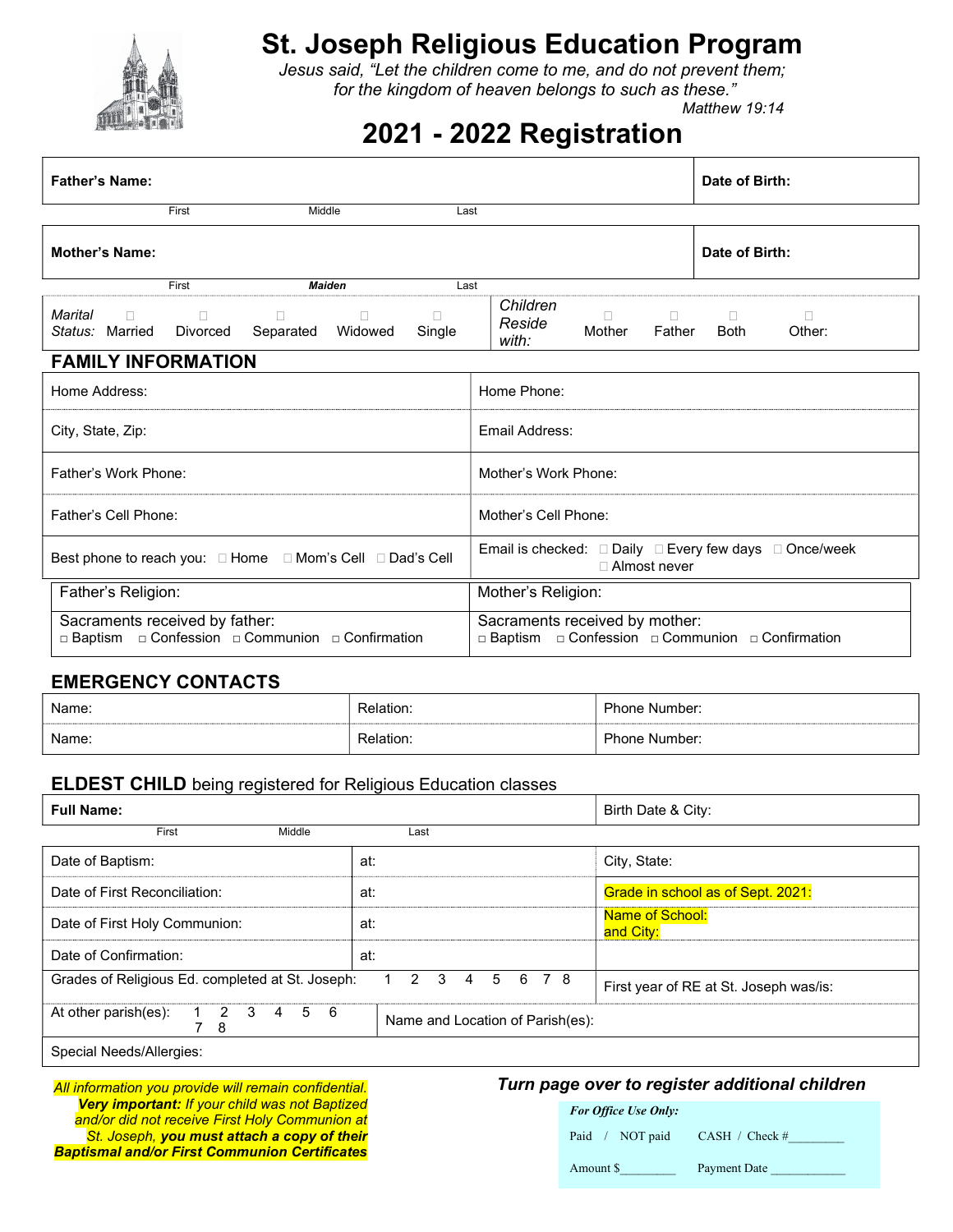# St. Joseph Religious Education Program

*Jesus said, "Let the children come to me, and do not prevent them; for the kingdom of heaven belongs to such as these."*
*Matthew 19:14*

## 2021 - 2022 Registration

| **Father's Name:** | **Date of Birth:** |
|---|---|
| First Middle Last | |

| **Mother's Name:** | **Date of Birth:** |
|---|---|
| First ***Maiden*** Last | |

| *Marital Status:* ☐ Married ☐ Divorced ☐ Separated ☐ Widowed ☐ Single | *Children Reside with:* ☐ Mother ☐ Father ☐ Both ☐ Other: |
|---|---|

## FAMILY INFORMATION

| | |
|---|---|
| Home Address: | Home Phone: |
| City, State, Zip: | Email Address: |
| Father's Work Phone: | Mother's Work Phone: |
| Father's Cell Phone: | Mother's Cell Phone: |
| Best phone to reach you: ☐ Home ☐ Mom's Cell ☐ Dad's Cell | Email is checked: ☐ Daily ☐ Every few days ☐ Once/week ☐ Almost never |
| Father's Religion: | Mother's Religion: |
| Sacraments received by father: ☐ Baptism ☐ Confession ☐ Communion ☐ Confirmation | Sacraments received by mother: ☐ Baptism ☐ Confession ☐ Communion ☐ Confirmation |

## EMERGENCY CONTACTS

| | | |
|---|---|---|
| Name: | Relation: | Phone Number: |
| Name: | Relation: | Phone Number: |

## ELDEST CHILD being registered for Religious Education classes

| **Full Name:** | Birth Date & City: |
|---|---|
| First Middle Last | |

| | | |
|---|---|---|
| Date of Baptism: | at: | City, State: |
| Date of First Reconciliation: | at: | Grade in school as of Sept. 2021: |
| Date of First Holy Communion: | at: | Name of School: and City: |
| Date of Confirmation: | at: | |
| Grades of Religious Ed. completed at St. Joseph: 1 2 3 4 5 6 7 8 | | First year of RE at St. Joseph was/is: |
| At other parish(es): 1 2 3 4 5 6 7 8 | Name and Location of Parish(es): | |
| Special Needs/Allergies: | | |

*All information you provide will remain confidential.* ***Very important:*** *If your child was not Baptized and/or did not receive First Holy Communion at St. Joseph,* ***you must attach a copy of their Baptismal and/or First Communion Certificates***

***Turn page over to register additional children***

*For Office Use Only:*

Paid / NOT paid    CASH / Check #_________

Amount $_________    Payment Date _____________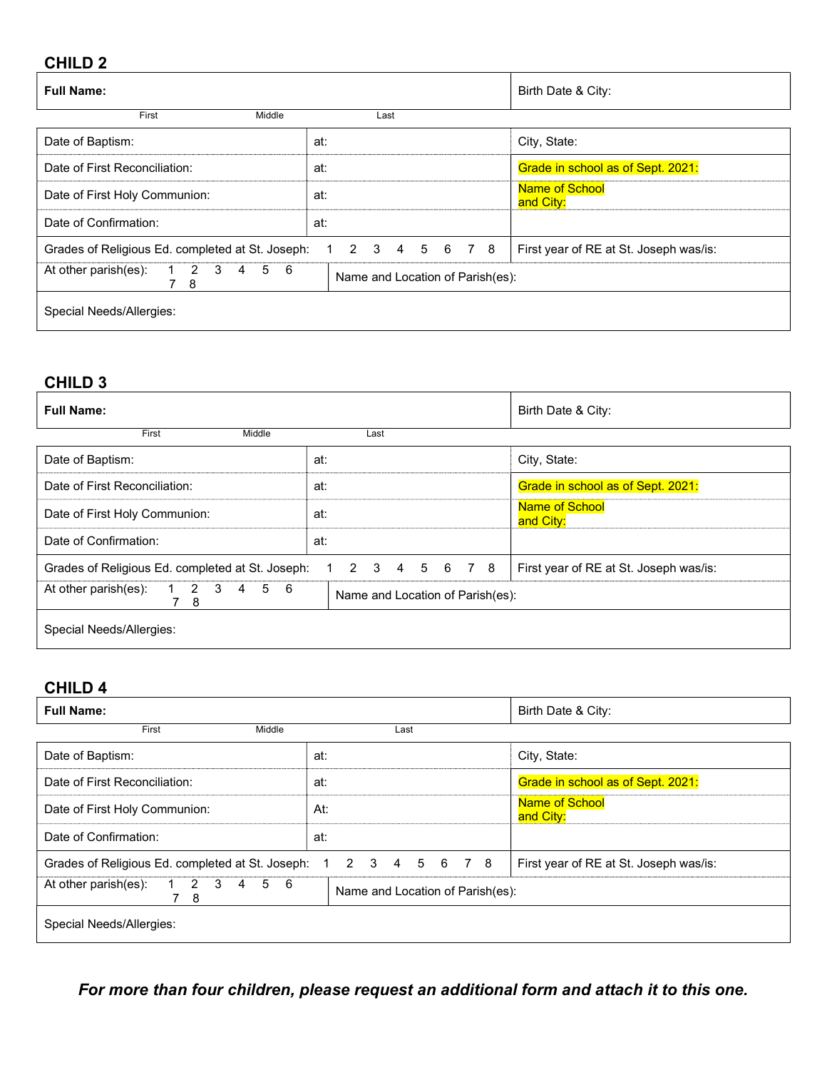## CHILD 2

| | | |
|---|---|---|
| **Full Name:** | | Birth Date & City: |
| First Middle Last | | |
| Date of Baptism: | at: | City, State: |
| Date of First Reconciliation: | at: | Grade in school as of Sept. 2021: |
| Date of First Holy Communion: | at: | Name of School and City: |
| Date of Confirmation: | at: | |
| Grades of Religious Ed. completed at St. Joseph: 1 2 3 4 5 6 7 8 | | First year of RE at St. Joseph was/is: |
| At other parish(es): 1 2 3 4 5 6 7 8 | Name and Location of Parish(es): | |
| Special Needs/Allergies: | | |

## CHILD 3

| | | |
|---|---|---|
| **Full Name:** | | Birth Date & City: |
| First Middle Last | | |
| Date of Baptism: | at: | City, State: |
| Date of First Reconciliation: | at: | Grade in school as of Sept. 2021: |
| Date of First Holy Communion: | at: | Name of School and City: |
| Date of Confirmation: | at: | |
| Grades of Religious Ed. completed at St. Joseph: 1 2 3 4 5 6 7 8 | | First year of RE at St. Joseph was/is: |
| At other parish(es): 1 2 3 4 5 6 7 8 | Name and Location of Parish(es): | |
| Special Needs/Allergies: | | |

## CHILD 4

| | | |
|---|---|---|
| **Full Name:** | | Birth Date & City: |
| First Middle Last | | |
| Date of Baptism: | at: | City, State: |
| Date of First Reconciliation: | at: | Grade in school as of Sept. 2021: |
| Date of First Holy Communion: | At: | Name of School and City: |
| Date of Confirmation: | at: | |
| Grades of Religious Ed. completed at St. Joseph: 1 2 3 4 5 6 7 8 | | First year of RE at St. Joseph was/is: |
| At other parish(es): 1 2 3 4 5 6 7 8 | Name and Location of Parish(es): | |
| Special Needs/Allergies: | | |

***For more than four children, please request an additional form and attach it to this one.***